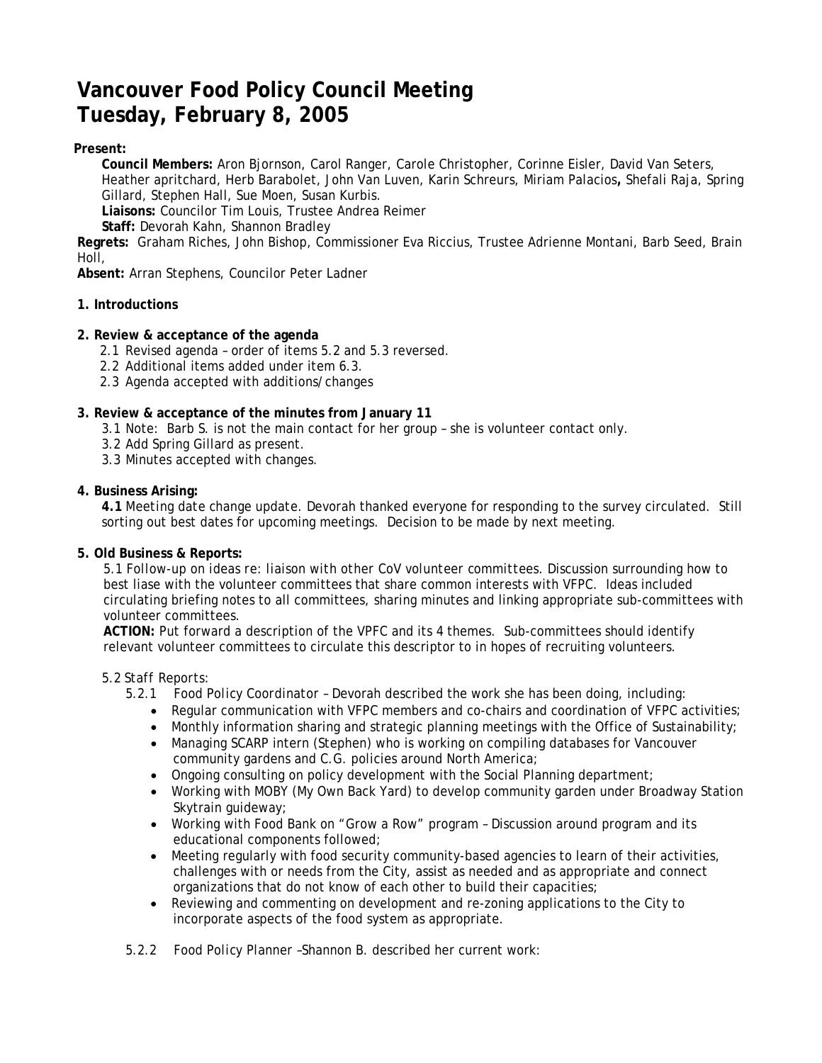# Vancouver Food Policy Council Meeting
# Tuesday, February 8, 2005

**Present:**

**Council Members:** Aron Bjornson, Carol Ranger, Carole Christopher, Corinne Eisler, David Van Seters, Heather apritchard, Herb Barabolet, John Van Luven, Karin Schreurs, Miriam Palacios**,** Shefali Raja, Spring Gillard, Stephen Hall, Sue Moen, Susan Kurbis.

**Liaisons:** Councilor Tim Louis, Trustee Andrea Reimer

**Staff:** Devorah Kahn, Shannon Bradley

**Regrets:** Graham Riches, John Bishop, Commissioner Eva Riccius, Trustee Adrienne Montani, Barb Seed, Brain Holl,

**Absent:** Arran Stephens, Councilor Peter Ladner

**1. Introductions**

**2. Review & acceptance of the agenda**

2.1 Revised agenda – order of items 5.2 and 5.3 reversed.

2.2 Additional items added under item 6.3.

2.3 Agenda accepted with additions/changes

**3. Review & acceptance of the minutes from January 11**

3.1 Note: Barb S. is not the main contact for her group – she is volunteer contact only.

3.2 Add Spring Gillard as present.

3.3 Minutes accepted with changes.

**4. Business Arising:**

**4.1** Meeting date change update. Devorah thanked everyone for responding to the survey circulated. Still sorting out best dates for upcoming meetings. Decision to be made by next meeting.

**5. Old Business & Reports:**

5.1 Follow-up on ideas re: liaison with other CoV volunteer committees. Discussion surrounding how to best liase with the volunteer committees that share common interests with VFPC. Ideas included circulating briefing notes to all committees, sharing minutes and linking appropriate sub-committees with volunteer committees.

**ACTION:** Put forward a description of the VPFC and its 4 themes. Sub-committees should identify relevant volunteer committees to circulate this descriptor to in hopes of recruiting volunteers.

5.2 Staff Reports:

5.2.1 Food Policy Coordinator – Devorah described the work she has been doing, including:

- Regular communication with VFPC members and co-chairs and coordination of VFPC activities;
- Monthly information sharing and strategic planning meetings with the Office of Sustainability;
- Managing SCARP intern (Stephen) who is working on compiling databases for Vancouver community gardens and C.G. policies around North America;
- Ongoing consulting on policy development with the Social Planning department;
- Working with MOBY (My Own Back Yard) to develop community garden under Broadway Station Skytrain guideway;
- Working with Food Bank on "Grow a Row" program – Discussion around program and its educational components followed;
- Meeting regularly with food security community-based agencies to learn of their activities, challenges with or needs from the City, assist as needed and as appropriate and connect organizations that do not know of each other to build their capacities;
- Reviewing and commenting on development and re-zoning applications to the City to incorporate aspects of the food system as appropriate.

5.2.2 Food Policy Planner –Shannon B. described her current work: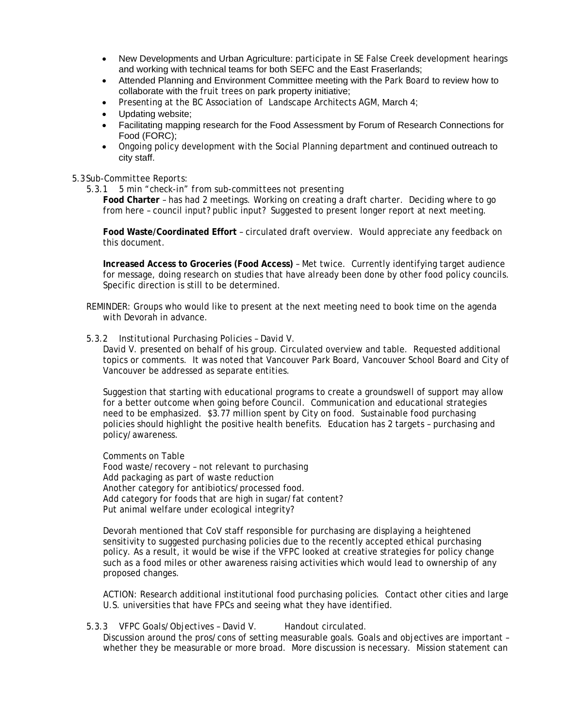- New Developments and Urban Agriculture: participate in SE False Creek development hearings and working with technical teams for both SEFC and the East Fraserlands;
- Attended Planning and Environment Committee meeting with the Park Board to review how to collaborate with the fruit trees on park property initiative;
- Presenting at the BC Association of Landscape Architects AGM, March 4;
- Updating website;
- Facilitating mapping research for the Food Assessment by Forum of Research Connections for Food (FORC);
- Ongoing policy development with the Social Planning department and continued outreach to city staff.

5.3 Sub-Committee Reports:

5.3.1 5 min "check-in" from sub-committees not presenting

**Food Charter** – has had 2 meetings. Working on creating a draft charter. Deciding where to go from here – council input? public input? Suggested to present longer report at next meeting.

**Food Waste/Coordinated Effort** – circulated draft overview. Would appreciate any feedback on this document.

**Increased Access to Groceries (Food Access)** – Met twice. Currently identifying target audience for message, doing research on studies that have already been done by other food policy councils. Specific direction is still to be determined.

REMINDER: Groups who would like to present at the next meeting need to book time on the agenda with Devorah in advance.

5.3.2 Institutional Purchasing Policies – David V.

David V. presented on behalf of his group. Circulated overview and table. Requested additional topics or comments. It was noted that Vancouver Park Board, Vancouver School Board and City of Vancouver be addressed as separate entities.

Suggestion that starting with educational programs to create a groundswell of support may allow for a better outcome when going before Council. Communication and educational strategies need to be emphasized. $3.77 million spent by City on food. Sustainable food purchasing policies should highlight the positive health benefits. Education has 2 targets – purchasing and policy/awareness.

Comments on Table
Food waste/recovery – not relevant to purchasing
Add packaging as part of waste reduction
Another category for antibiotics/processed food.
Add category for foods that are high in sugar/fat content?
Put animal welfare under ecological integrity?

Devorah mentioned that CoV staff responsible for purchasing are displaying a heightened sensitivity to suggested purchasing policies due to the recently accepted ethical purchasing policy. As a result, it would be wise if the VFPC looked at creative strategies for policy change such as a food miles or other awareness raising activities which would lead to ownership of any proposed changes.

ACTION: Research additional institutional food purchasing policies. Contact other cities and large U.S. universities that have FPCs and seeing what they have identified.

5.3.3 VFPC Goals/Objectives – David V. Handout circulated.

Discussion around the pros/cons of setting measurable goals. Goals and objectives are important – whether they be measurable or more broad. More discussion is necessary. Mission statement can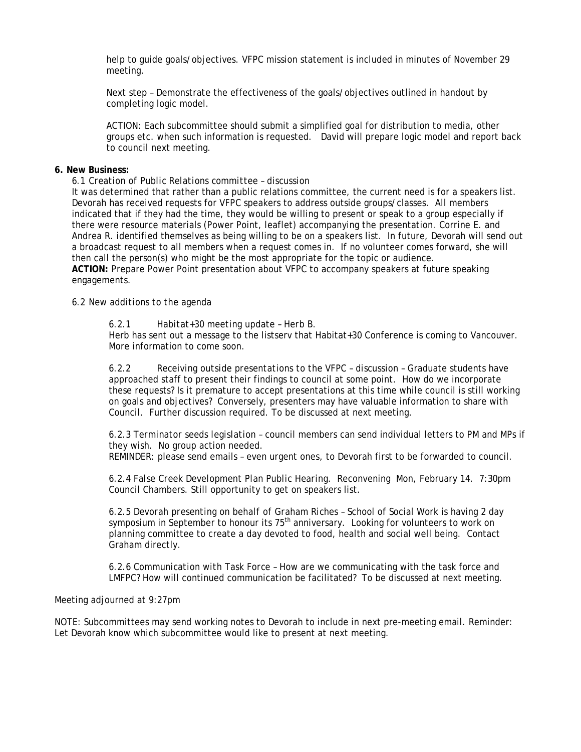help to guide goals/objectives. VFPC mission statement is included in minutes of November 29 meeting.

Next step – Demonstrate the effectiveness of the goals/objectives outlined in handout by completing logic model.

ACTION: Each subcommittee should submit a simplified goal for distribution to media, other groups etc. when such information is requested. David will prepare logic model and report back to council next meeting.

**6. New Business:**

*6.1 Creation of Public Relations committee – discussion*

It was determined that rather than a public relations committee, the current need is for a speakers list. Devorah has received requests for VFPC speakers to address outside groups/classes. All members indicated that if they had the time, they would be willing to present or speak to a group especially if there were resource materials (Power Point, leaflet) accompanying the presentation. Corrine E. and Andrea R. identified themselves as being willing to be on a speakers list. In future, Devorah will send out a broadcast request to all members when a request comes in. If no volunteer comes forward, she will then call the person(s) who might be the most appropriate for the topic or audience.

**ACTION:** Prepare Power Point presentation about VFPC to accompany speakers at future speaking engagements.

*6.2 New additions to the agenda*

*6.2.1 Habitat+30 meeting update – Herb B.*

Herb has sent out a message to the listserv that Habitat+30 Conference is coming to Vancouver. More information to come soon.

*6.2.2 Receiving outside presentations to the VFPC – discussion* – Graduate students have approached staff to present their findings to council at some point. How do we incorporate these requests? Is it premature to accept presentations at this time while council is still working on goals and objectives? Conversely, presenters may have valuable information to share with Council. Further discussion required. To be discussed at next meeting.

*6.2.3 Terminator seeds legislation* – council members can send individual letters to PM and MPs if they wish. No group action needed.

REMINDER: please send emails – even urgent ones, to Devorah first to be forwarded to council.

*6.2.4 False Creek Development Plan Public Hearing.* Reconvening Mon, February 14. 7:30pm Council Chambers. Still opportunity to get on speakers list.

*6.2.5 Devorah presenting on behalf of Graham Riches* – School of Social Work is having 2 day symposium in September to honour its 75th anniversary. Looking for volunteers to work on planning committee to create a day devoted to food, health and social well being. Contact Graham directly.

*6.2.6 Communication with Task Force* – How are we communicating with the task force and LMFPC? How will continued communication be facilitated? To be discussed at next meeting.

Meeting adjourned at 9:27pm

NOTE: Subcommittees may send working notes to Devorah to include in next pre-meeting email. Reminder: Let Devorah know which subcommittee would like to present at next meeting.